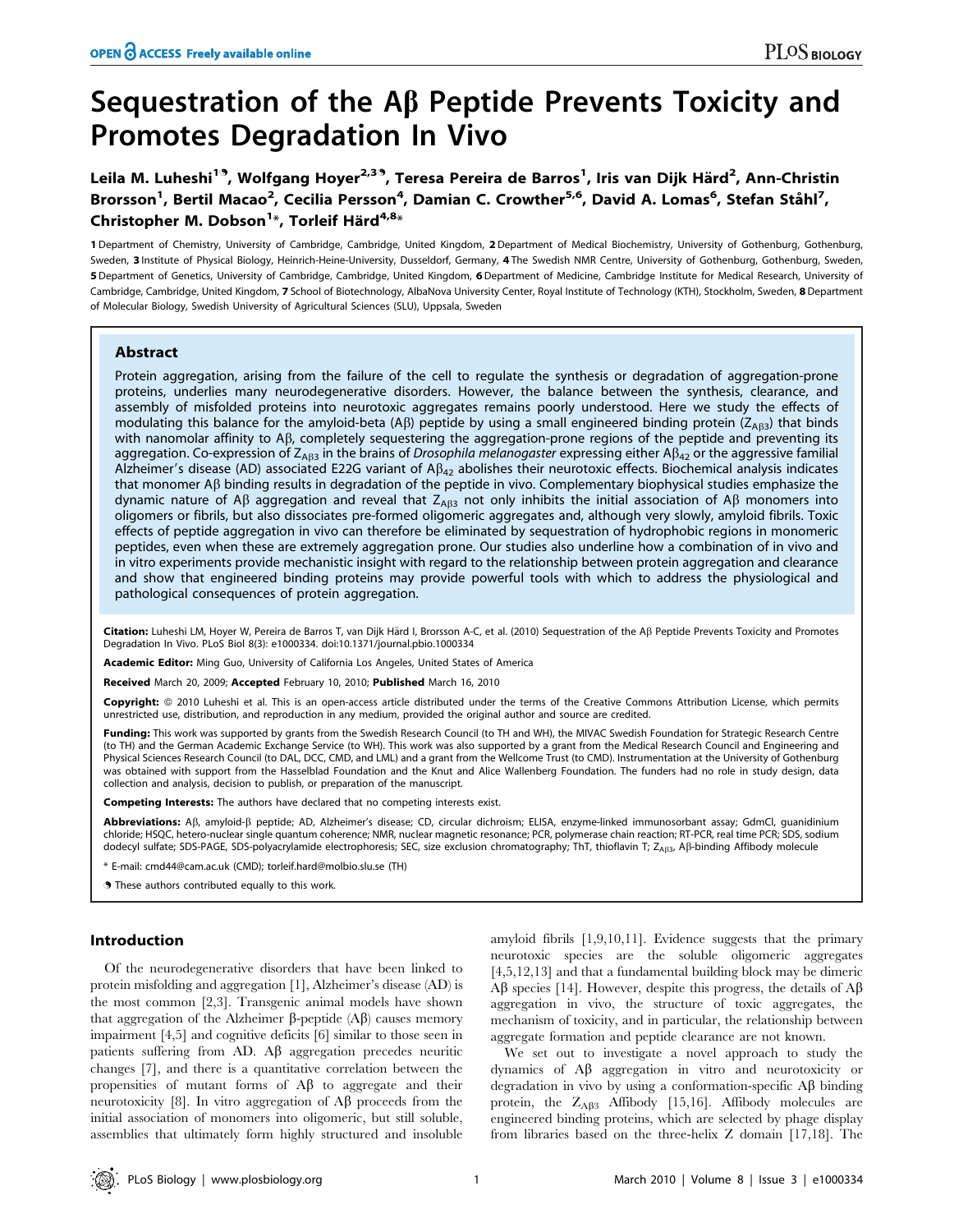# Sequestration of the Aβ Peptide Prevents Toxicity and Promotes Degradation In Vivo

Leila M. Luheshi[1,9], Wolfgang Hoyer[2,3,9], Teresa Pereira de Barros[1], Iris van Dijk Härd[2], Ann-Christin Brorsson[1], Bertil Macao[2], Cecilia Persson[4], Damian C. Crowther[5,6], David A. Lomas[6], Stefan Ståhl[7], Christopher M. Dobson[1]*, Torleif Härd[4,8]*

1 Department of Chemistry, University of Cambridge, Cambridge, United Kingdom, 2 Department of Medical Biochemistry, University of Gothenburg, Gothenburg, Sweden, 3 Institute of Physical Biology, Heinrich-Heine-University, Dusseldorf, Germany, 4 The Swedish NMR Centre, University of Gothenburg, Gothenburg, Sweden, 5 Department of Genetics, University of Cambridge, Cambridge, United Kingdom, 6 Department of Medicine, Cambridge Institute for Medical Research, University of Cambridge, Cambridge, United Kingdom, 7 School of Biotechnology, AlbaNova University Center, Royal Institute of Technology (KTH), Stockholm, Sweden, 8 Department of Molecular Biology, Swedish University of Agricultural Sciences (SLU), Uppsala, Sweden

## Abstract

Protein aggregation, arising from the failure of the cell to regulate the synthesis or degradation of aggregation-prone proteins, underlies many neurodegenerative disorders. However, the balance between the synthesis, clearance, and assembly of misfolded proteins into neurotoxic aggregates remains poorly understood. Here we study the effects of modulating this balance for the amyloid-beta (Aβ) peptide by using a small engineered binding protein ($Z_{A\beta3}$) that binds with nanomolar affinity to Aβ, completely sequestering the aggregation-prone regions of the peptide and preventing its aggregation. Co-expression of $Z_{A\beta3}$ in the brains of *Drosophila melanogaster* expressing either $A\beta_{42}$ or the aggressive familial Alzheimer's disease (AD) associated E22G variant of $A\beta_{42}$ abolishes their neurotoxic effects. Biochemical analysis indicates that monomer Aβ binding results in degradation of the peptide in vivo. Complementary biophysical studies emphasize the dynamic nature of Aβ aggregation and reveal that $Z_{A\beta3}$ not only inhibits the initial association of Aβ monomers into oligomers or fibrils, but also dissociates pre-formed oligomeric aggregates and, although very slowly, amyloid fibrils. Toxic effects of peptide aggregation in vivo can therefore be eliminated by sequestration of hydrophobic regions in monomeric peptides, even when these are extremely aggregation prone. Our studies also underline how a combination of in vivo and in vitro experiments provide mechanistic insight with regard to the relationship between protein aggregation and clearance and show that engineered binding proteins may provide powerful tools with which to address the physiological and pathological consequences of protein aggregation.

**Citation:** Luheshi LM, Hoyer W, Pereira de Barros T, van Dijk Härd I, Brorsson A-C, et al. (2010) Sequestration of the Aβ Peptide Prevents Toxicity and Promotes Degradation In Vivo. PLoS Biol 8(3): e1000334. doi:10.1371/journal.pbio.1000334

**Academic Editor:** Ming Guo, University of California Los Angeles, United States of America

**Received** March 20, 2009; **Accepted** February 10, 2010; **Published** March 16, 2010

**Copyright:** © 2010 Luheshi et al. This is an open-access article distributed under the terms of the Creative Commons Attribution License, which permits unrestricted use, distribution, and reproduction in any medium, provided the original author and source are credited.

**Funding:** This work was supported by grants from the Swedish Research Council (to TH and WH), the MIVAC Swedish Foundation for Strategic Research Centre (to TH) and the German Academic Exchange Service (to WH). This work was also supported by a grant from the Medical Research Council and Engineering and Physical Sciences Research Council (to DAL, DCC, CMD, and LML) and a grant from the Wellcome Trust (to CMD). Instrumentation at the University of Gothenburg was obtained with support from the Hasselblad Foundation and the Knut and Alice Wallenberg Foundation. The funders had no role in study design, data collection and analysis, decision to publish, or preparation of the manuscript.

**Competing Interests:** The authors have declared that no competing interests exist.

**Abbreviations:** Aβ, amyloid-β peptide; AD, Alzheimer's disease; CD, circular dichroism; ELISA, enzyme-linked immunosorbant assay; GdmCl, guanidinium chloride; HSQC, hetero-nuclear single quantum coherence; NMR, nuclear magnetic resonance; PCR, polymerase chain reaction; RT-PCR, real time PCR; SDS, sodium dodecyl sulfate; SDS-PAGE, SDS-polyacrylamide electrophoresis; SEC, size exclusion chromatography; ThT, thioflavin T; $Z_{A\beta3}$, Aβ-binding Affibody molecule

* E-mail: cmd44@cam.ac.uk (CMD); torleif.hard@molbio.slu.se (TH)

[9] These authors contributed equally to this work.

## Introduction

Of the neurodegenerative disorders that have been linked to protein misfolding and aggregation [1], Alzheimer's disease (AD) is the most common [2,3]. Transgenic animal models have shown that aggregation of the Alzheimer β-peptide (Aβ) causes memory impairment [4,5] and cognitive deficits [6] similar to those seen in patients suffering from AD. Aβ aggregation precedes neuritic changes [7], and there is a quantitative correlation between the propensities of mutant forms of Aβ to aggregate and their neurotoxicity [8]. In vitro aggregation of Aβ proceeds from the initial association of monomers into oligomeric, but still soluble, assemblies that ultimately form highly structured and insoluble amyloid fibrils [1,9,10,11]. Evidence suggests that the primary neurotoxic species are the soluble oligomeric aggregates [4,5,12,13] and that a fundamental building block may be dimeric Aβ species [14]. However, despite this progress, the details of Aβ aggregation in vivo, the structure of toxic aggregates, the mechanism of toxicity, and in particular, the relationship between aggregate formation and peptide clearance are not known.

We set out to investigate a novel approach to study the dynamics of Aβ aggregation in vitro and neurotoxicity or degradation in vivo by using a conformation-specific Aβ binding protein, the $Z_{A\beta3}$ Affibody [15,16]. Affibody molecules are engineered binding proteins, which are selected by phage display from libraries based on the three-helix Z domain [17,18]. The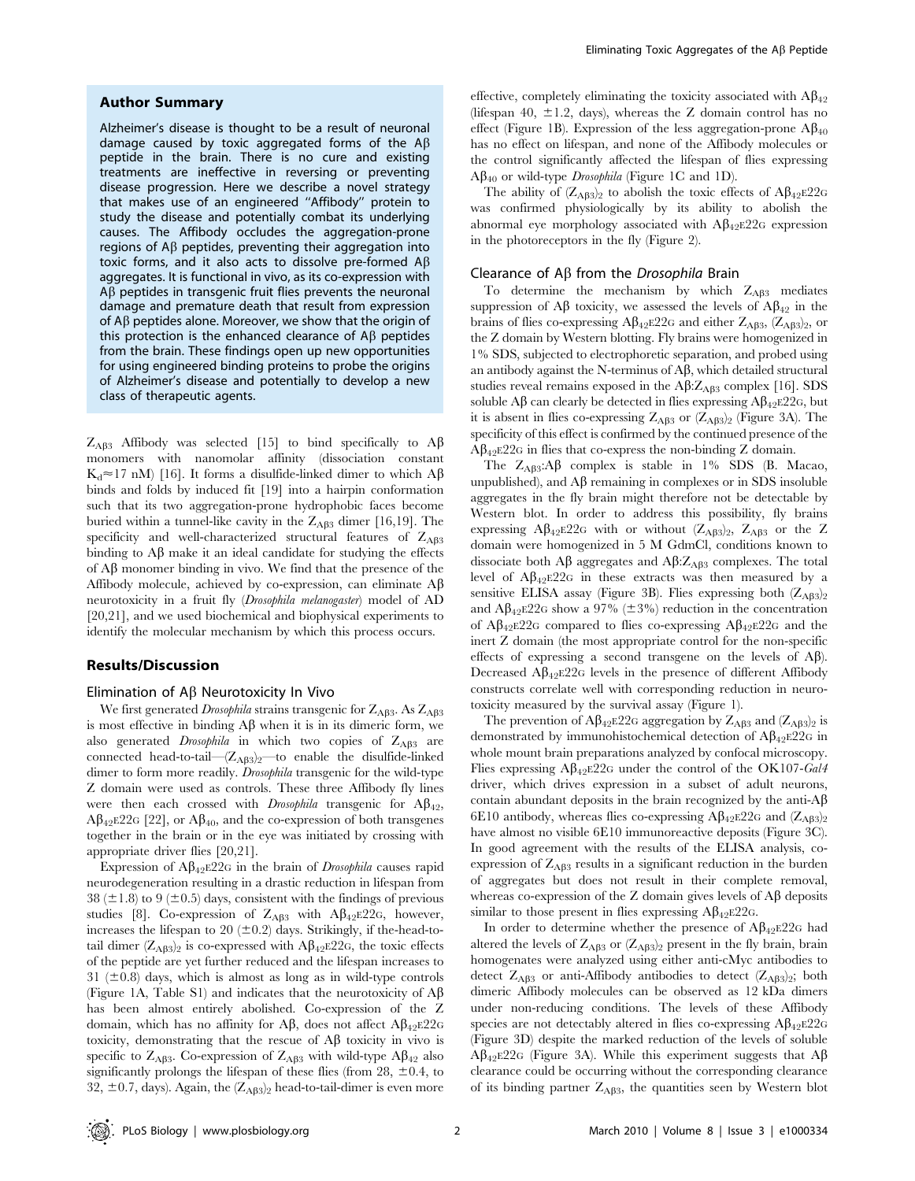## Author Summary

Alzheimer's disease is thought to be a result of neuronal damage caused by toxic aggregated forms of the Aβ peptide in the brain. There is no cure and existing treatments are ineffective in reversing or preventing disease progression. Here we describe a novel strategy that makes use of an engineered "Affibody" protein to study the disease and potentially combat its underlying causes. The Affibody occludes the aggregation-prone regions of Aβ peptides, preventing their aggregation into toxic forms, and it also acts to dissolve pre-formed Aβ aggregates. It is functional in vivo, as its co-expression with Aβ peptides in transgenic fruit flies prevents the neuronal damage and premature death that result from expression of Aβ peptides alone. Moreover, we show that the origin of this protection is the enhanced clearance of Aβ peptides from the brain. These findings open up new opportunities for using engineered binding proteins to probe the origins of Alzheimer's disease and potentially to develop a new class of therapeutic agents.

$Z_{A\beta3}$ Affibody was selected [15] to bind specifically to Aβ monomers with nanomolar affinity (dissociation constant $K_d \approx 17$ nM) [16]. It forms a disulfide-linked dimer to which Aβ binds and folds by induced fit [19] into a hairpin conformation such that its two aggregation-prone hydrophobic faces become buried within a tunnel-like cavity in the $Z_{A\beta3}$ dimer [16,19]. The specificity and well-characterized structural features of $Z_{A\beta3}$ binding to Aβ make it an ideal candidate for studying the effects of Aβ monomer binding in vivo. We find that the presence of the Affibody molecule, achieved by co-expression, can eliminate Aβ neurotoxicity in a fruit fly (*Drosophila melanogaster*) model of AD [20,21], and we used biochemical and biophysical experiments to identify the molecular mechanism by which this process occurs.

## Results/Discussion

### Elimination of Aβ Neurotoxicity In Vivo

We first generated *Drosophila* strains transgenic for $Z_{A\beta3}$. As $Z_{A\beta3}$ is most effective in binding Aβ when it is in its dimeric form, we also generated *Drosophila* in which two copies of $Z_{A\beta3}$ are connected head-to-tail—$(Z_{A\beta3})_2$—to enable the disulfide-linked dimer to form more readily. *Drosophila* transgenic for the wild-type Z domain were used as controls. These three Affibody fly lines were then each crossed with *Drosophila* transgenic for $A\beta_{42}$, $A\beta_{42}$E22G [22], or $A\beta_{40}$, and the co-expression of both transgenes together in the brain or in the eye was initiated by crossing with appropriate driver flies [20,21].

Expression of $A\beta_{42}$E22G in the brain of *Drosophila* causes rapid neurodegeneration resulting in a drastic reduction in lifespan from 38 (±1.8) to 9 (±0.5) days, consistent with the findings of previous studies [8]. Co-expression of $Z_{A\beta3}$ with $A\beta_{42}$E22G, however, increases the lifespan to 20 (±0.2) days. Strikingly, if the-head-to-tail dimer $(Z_{A\beta3})_2$ is co-expressed with $A\beta_{42}$E22G, the toxic effects of the peptide are yet further reduced and the lifespan increases to 31 (±0.8) days, which is almost as long as in wild-type controls (Figure 1A, Table S1) and indicates that the neurotoxicity of Aβ has been almost entirely abolished. Co-expression of the Z domain, which has no affinity for Aβ, does not affect $A\beta_{42}$E22G toxicity, demonstrating that the rescue of Aβ toxicity in vivo is specific to $Z_{A\beta3}$. Co-expression of $Z_{A\beta3}$ with wild-type $A\beta_{42}$ also significantly prolongs the lifespan of these flies (from 28, ±0.4, to 32, ±0.7, days). Again, the $(Z_{A\beta3})_2$ head-to-tail-dimer is even more effective, completely eliminating the toxicity associated with $A\beta_{42}$ (lifespan 40, ±1.2, days), whereas the Z domain control has no effect (Figure 1B). Expression of the less aggregation-prone $A\beta_{40}$ has no effect on lifespan, and none of the Affibody molecules or the control significantly affected the lifespan of flies expressing $A\beta_{40}$ or wild-type *Drosophila* (Figure 1C and 1D).

The ability of $(Z_{A\beta3})_2$ to abolish the toxic effects of $A\beta_{42}$E22G was confirmed physiologically by its ability to abolish the abnormal eye morphology associated with $A\beta_{42}$E22G expression in the photoreceptors in the fly (Figure 2).

### Clearance of Aβ from the *Drosophila* Brain

To determine the mechanism by which $Z_{A\beta3}$ mediates suppression of Aβ toxicity, we assessed the levels of $A\beta_{42}$ in the brains of flies co-expressing $A\beta_{42}$E22G and either $Z_{A\beta3}$, $(Z_{A\beta3})_2$, or the Z domain by Western blotting. Fly brains were homogenized in 1% SDS, subjected to electrophoretic separation, and probed using an antibody against the N-terminus of Aβ, which detailed structural studies reveal remains exposed in the Aβ:$Z_{A\beta3}$ complex [16]. SDS soluble Aβ can clearly be detected in flies expressing $A\beta_{42}$E22G, but it is absent in flies co-expressing $Z_{A\beta3}$ or $(Z_{A\beta3})_2$ (Figure 3A). The specificity of this effect is confirmed by the continued presence of the $A\beta_{42}$E22G in flies that co-express the non-binding Z domain.

The $Z_{A\beta3}$:Aβ complex is stable in 1% SDS (B. Macao, unpublished), and Aβ remaining in complexes or in SDS insoluble aggregates in the fly brain might therefore not be detectable by Western blot. In order to address this possibility, fly brains expressing $A\beta_{42}$E22G with or without $(Z_{A\beta3})_2$, $Z_{A\beta3}$ or the Z domain were homogenized in 5 M GdmCl, conditions known to dissociate both Aβ aggregates and Aβ:$Z_{A\beta3}$ complexes. The total level of $A\beta_{42}$E22G in these extracts was then measured by a sensitive ELISA assay (Figure 3B). Flies expressing both $(Z_{A\beta3})_2$ and $A\beta_{42}$E22G show a 97% (±3%) reduction in the concentration of $A\beta_{42}$E22G compared to flies co-expressing $A\beta_{42}$E22G and the inert Z domain (the most appropriate control for the non-specific effects of expressing a second transgene on the levels of Aβ). Decreased $A\beta_{42}$E22G levels in the presence of different Affibody constructs correlate well with corresponding reduction in neurotoxicity measured by the survival assay (Figure 1).

The prevention of $A\beta_{42}$E22G aggregation by $Z_{A\beta3}$ and $(Z_{A\beta3})_2$ is demonstrated by immunohistochemical detection of $A\beta_{42}$E22G in whole mount brain preparations analyzed by confocal microscopy. Flies expressing $A\beta_{42}$E22G under the control of the OK107-*Gal4* driver, which drives expression in a subset of adult neurons, contain abundant deposits in the brain recognized by the anti-Aβ 6E10 antibody, whereas flies co-expressing $A\beta_{42}$E22G and $(Z_{A\beta3})_2$ have almost no visible 6E10 immunoreactive deposits (Figure 3C). In good agreement with the results of the ELISA analysis, co-expression of $Z_{A\beta3}$ results in a significant reduction in the burden of aggregates but does not result in their complete removal, whereas co-expression of the Z domain gives levels of Aβ deposits similar to those present in flies expressing $A\beta_{42}$E22G.

In order to determine whether the presence of $A\beta_{42}$E22G had altered the levels of $Z_{A\beta3}$ or $(Z_{A\beta3})_2$ present in the fly brain, brain homogenates were analyzed using either anti-cMyc antibodies to detect $Z_{A\beta3}$ or anti-Affibody antibodies to detect $(Z_{A\beta3})_2$; both dimeric Affibody molecules can be observed as 12 kDa dimers under non-reducing conditions. The levels of these Affibody species are not detectably altered in flies co-expressing $A\beta_{42}$E22G (Figure 3D) despite the marked reduction of the levels of soluble $A\beta_{42}$E22G (Figure 3A). While this experiment suggests that Aβ clearance could be occurring without the corresponding clearance of its binding partner $Z_{A\beta3}$, the quantities seen by Western blot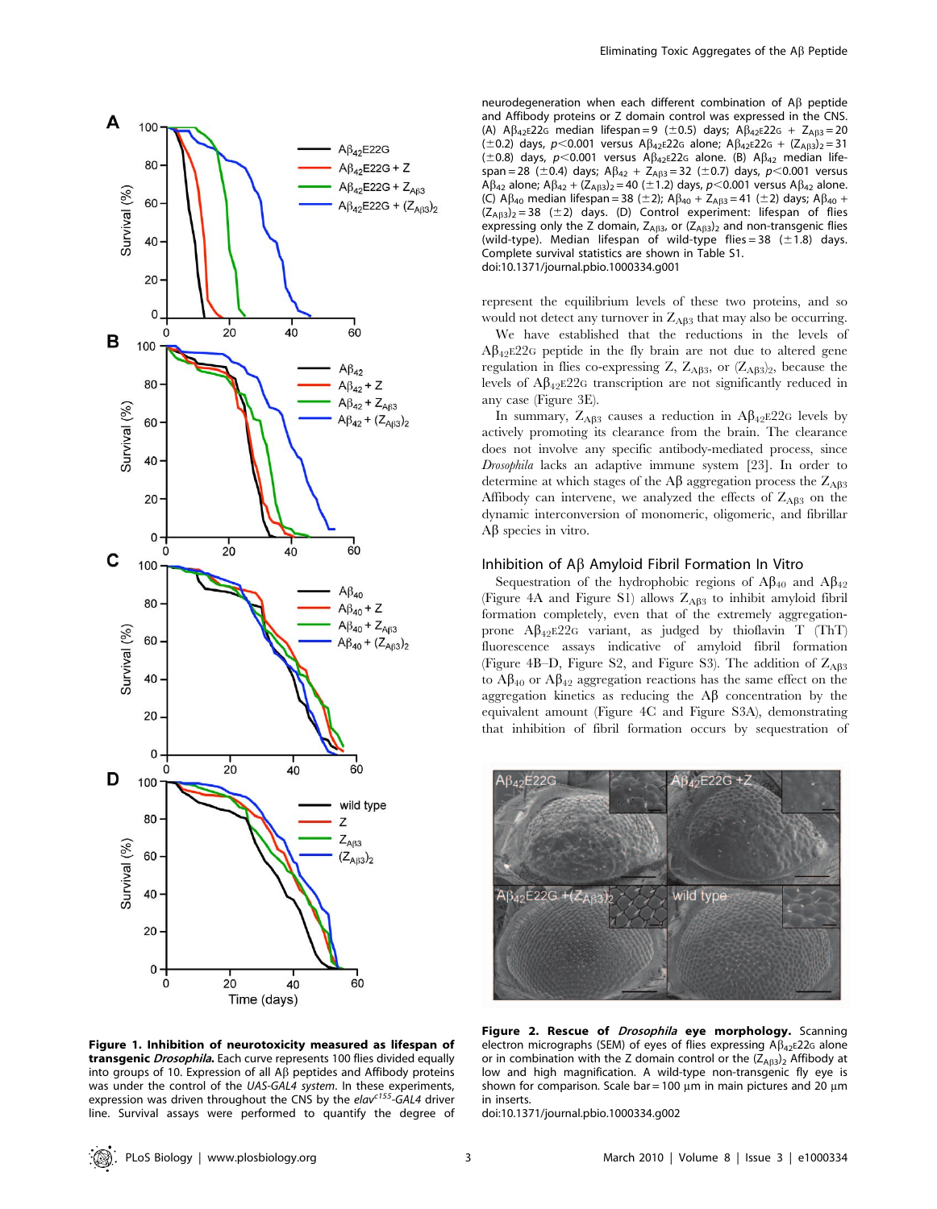**Figure 1. Inhibition of neurotoxicity measured as lifespan of transgenic *Drosophila*.** Each curve represents 100 flies divided equally into groups of 10. Expression of all Aβ peptides and Affibody proteins was under the control of the *UAS-GAL4 system*. In these experiments, expression was driven throughout the CNS by the *elav*$^{c155}$-*GAL4* driver line. Survival assays were performed to quantify the degree of neurodegeneration when each different combination of Aβ peptide and Affibody proteins or Z domain control was expressed in the CNS. (A) $A\beta_{42}$E22G median lifespan = 9 (±0.5) days; $A\beta_{42}$E22G + $Z_{A\beta3}$ = 20 (±0.2) days, $p<0.001$ versus $A\beta_{42}$E22G alone; $A\beta_{42}$E22G + $(Z_{A\beta3})_2$ = 31 (±0.8) days, $p<0.001$ versus $A\beta_{42}$E22G alone. (B) $A\beta_{42}$ median lifespan = 28 (±0.4) days; $A\beta_{42}$ + $Z_{A\beta3}$ = 32 (±0.7) days, $p<0.001$ versus $A\beta_{42}$ alone; $A\beta_{42}$ + $(Z_{A\beta3})_2$ = 40 (±1.2) days, $p<0.001$ versus $A\beta_{42}$ alone. (C) $A\beta_{40}$ median lifespan = 38 (±2); $A\beta_{40}$ + $Z_{A\beta3}$ = 41 (±2) days; $A\beta_{40}$ + $(Z_{A\beta3})_2$ = 38 (±2) days. (D) Control experiment: lifespan of flies expressing only the Z domain, $Z_{A\beta3}$, or $(Z_{A\beta3})_2$ and non-transgenic flies (wild-type). Median lifespan of wild-type flies = 38 (±1.8) days. Complete survival statistics are shown in Table S1.
doi:10.1371/journal.pbio.1000334.g001

represent the equilibrium levels of these two proteins, and so would not detect any turnover in $Z_{A\beta3}$ that may also be occurring.

We have established that the reductions in the levels of $A\beta_{42}$E22G peptide in the fly brain are not due to altered gene regulation in flies co-expressing Z, $Z_{A\beta3}$, or $(Z_{A\beta3})_2$, because the levels of $A\beta_{42}$E22G transcription are not significantly reduced in any case (Figure 3E).

In summary, $Z_{A\beta3}$ causes a reduction in $A\beta_{42}$E22G levels by actively promoting its clearance from the brain. The clearance does not involve any specific antibody-mediated process, since *Drosophila* lacks an adaptive immune system [23]. In order to determine at which stages of the Aβ aggregation process the $Z_{A\beta3}$ Affibody can intervene, we analyzed the effects of $Z_{A\beta3}$ on the dynamic interconversion of monomeric, oligomeric, and fibrillar Aβ species in vitro.

## Inhibition of Aβ Amyloid Fibril Formation In Vitro

Sequestration of the hydrophobic regions of $A\beta_{40}$ and $A\beta_{42}$ (Figure 4A and Figure S1) allows $Z_{A\beta3}$ to inhibit amyloid fibril formation completely, even that of the extremely aggregation-prone $A\beta_{42}$E22G variant, as judged by thioflavin T (ThT) fluorescence assays indicative of amyloid fibril formation (Figure 4B–D, Figure S2, and Figure S3). The addition of $Z_{A\beta3}$ to $A\beta_{40}$ or $A\beta_{42}$ aggregation reactions has the same effect on the aggregation kinetics as reducing the Aβ concentration by the equivalent amount (Figure 4C and Figure S3A), demonstrating that inhibition of fibril formation occurs by sequestration of

**Figure 2. Rescue of *Drosophila* eye morphology.** Scanning electron micrographs (SEM) of eyes of flies expressing $A\beta_{42}$E22G alone or in combination with the Z domain control or the $(Z_{A\beta3})_2$ Affibody at low and high magnification. A wild-type non-transgenic fly eye is shown for comparison. Scale bar = 100 µm in main pictures and 20 µm in inserts.
doi:10.1371/journal.pbio.1000334.g002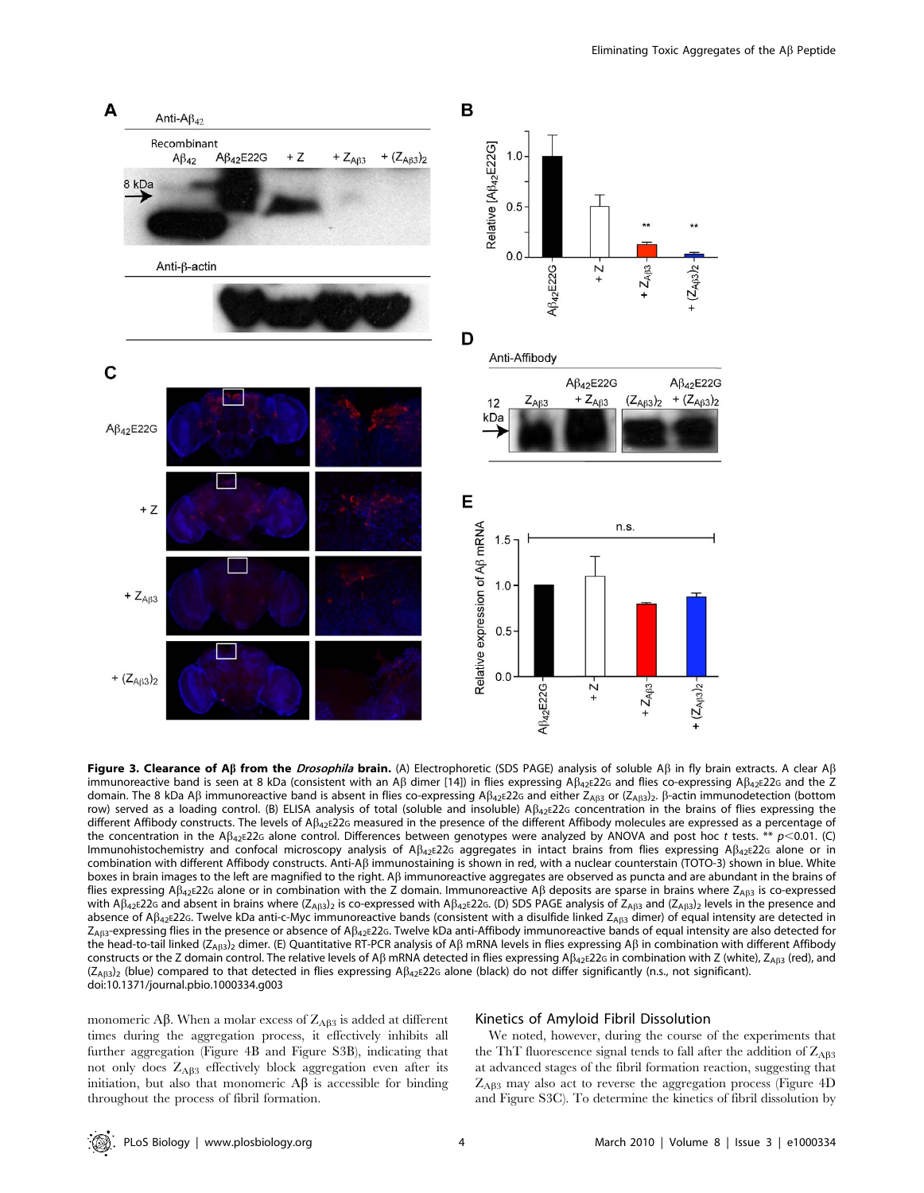**Figure 3. Clearance of Aβ from the *Drosophila* brain.** (A) Electrophoretic (SDS PAGE) analysis of soluble Aβ in fly brain extracts. A clear Aβ immunoreactive band is seen at 8 kDa (consistent with an Aβ dimer [14]) in flies expressing $A\beta_{42}E22G$ and flies co-expressing $A\beta_{42}E22G$ and the Z domain. The 8 kDa Aβ immunoreactive band is absent in flies co-expressing $A\beta_{42}E22G$ and either $Z_{A\beta3}$ or $(Z_{A\beta3})_2$. β-actin immunodetection (bottom row) served as a loading control. (B) ELISA analysis of total (soluble and insoluble) $A\beta_{42}E22G$ concentration in the brains of flies expressing the different Affibody constructs. The levels of $A\beta_{42}E22G$ measured in the presence of the different Affibody molecules are expressed as a percentage of the concentration in the $A\beta_{42}E22G$ alone control. Differences between genotypes were analyzed by ANOVA and post hoc *t* tests. ** $p<0.01$. (C) Immunohistochemistry and confocal microscopy analysis of $A\beta_{42}E22G$ aggregates in intact brains from flies expressing $A\beta_{42}E22G$ alone or in combination with different Affibody constructs. Anti-Aβ immunostaining is shown in red, with a nuclear counterstain (TOTO-3) shown in blue. White boxes in brain images to the left are magnified to the right. Aβ immunoreactive aggregates are observed as puncta and are abundant in the brains of flies expressing $A\beta_{42}E22G$ alone or in combination with the Z domain. Immunoreactive Aβ deposits are sparse in brains where $Z_{A\beta3}$ is co-expressed with $A\beta_{42}E22G$ and absent in brains where $(Z_{A\beta3})_2$ is co-expressed with $A\beta_{42}E22G$. (D) SDS PAGE analysis of $Z_{A\beta3}$ and $(Z_{A\beta3})_2$ levels in the presence and absence of $A\beta_{42}E22G$. Twelve kDa anti-c-Myc immunoreactive bands (consistent with a disulfide linked $Z_{A\beta3}$ dimer) of equal intensity are detected in $Z_{A\beta3}$-expressing flies in the presence or absence of $A\beta_{42}E22G$. Twelve kDa anti-Affibody immunoreactive bands of equal intensity are also detected for the head-to-tail linked $(Z_{A\beta3})_2$ dimer. (E) Quantitative RT-PCR analysis of Aβ mRNA levels in flies expressing Aβ in combination with different Affibody constructs or the Z domain control. The relative levels of Aβ mRNA detected in flies expressing $A\beta_{42}E22G$ in combination with Z (white), $Z_{A\beta3}$ (red), and $(Z_{A\beta3})_2$ (blue) compared to that detected in flies expressing $A\beta_{42}E22G$ alone (black) do not differ significantly (n.s., not significant).
doi:10.1371/journal.pbio.1000334.g003

monomeric Aβ. When a molar excess of $Z_{A\beta3}$ is added at different times during the aggregation process, it effectively inhibits all further aggregation (Figure 4B and Figure S3B), indicating that not only does $Z_{A\beta3}$ effectively block aggregation even after its initiation, but also that monomeric Aβ is accessible for binding throughout the process of fibril formation.

## Kinetics of Amyloid Fibril Dissolution

We noted, however, during the course of the experiments that the ThT fluorescence signal tends to fall after the addition of $Z_{A\beta3}$ at advanced stages of the fibril formation reaction, suggesting that $Z_{A\beta3}$ may also act to reverse the aggregation process (Figure 4D and Figure S3C). To determine the kinetics of fibril dissolution by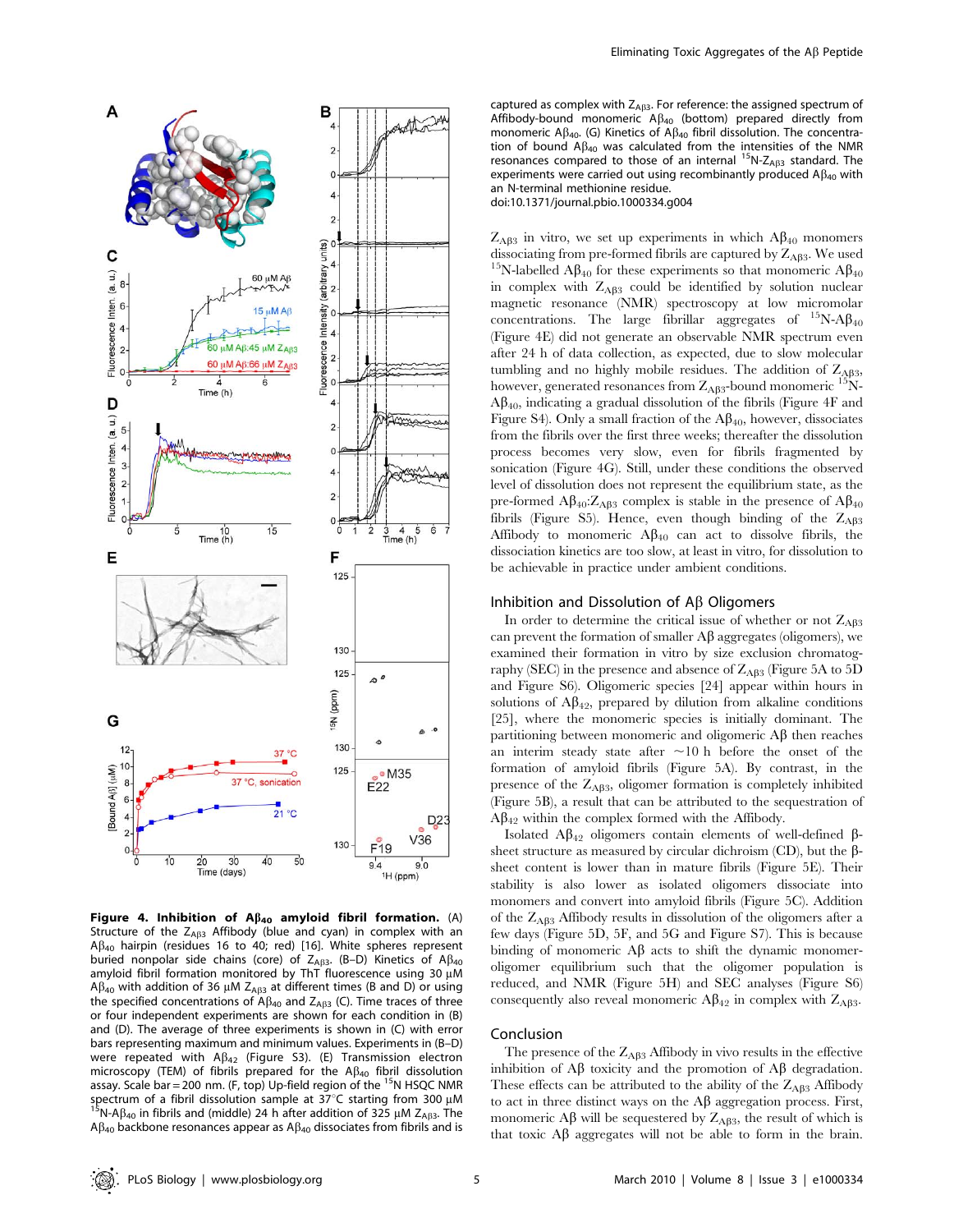**Figure 4. Inhibition of $A\beta_{40}$ amyloid fibril formation.** (A) Structure of the $Z_{A\beta3}$ Affibody (blue and cyan) in complex with an $A\beta_{40}$ hairpin (residues 16 to 40; red) [16]. White spheres represent buried nonpolar side chains (core) of $Z_{A\beta3}$. (B–D) Kinetics of $A\beta_{40}$ amyloid fibril formation monitored by ThT fluorescence using 30 µM $A\beta_{40}$ with addition of 36 µM $Z_{A\beta3}$ at different times (B and D) or using the specified concentrations of $A\beta_{40}$ and $Z_{A\beta3}$ (C). Time traces of three or four independent experiments are shown for each condition in (B) and (D). The average of three experiments is shown in (C) with error bars representing maximum and minimum values. Experiments in (B–D) were repeated with $A\beta_{42}$ (Figure S3). (E) Transmission electron microscopy (TEM) of fibrils prepared for the $A\beta_{40}$ fibril dissolution assay. Scale bar = 200 nm. (F, top) Up-field region of the $^{15}N$ HSQC NMR spectrum of a fibril dissolution sample at 37°C starting from 300 µM $^{15}N$-$A\beta_{40}$ in fibrils and (middle) 24 h after addition of 325 µM $Z_{A\beta3}$. The $A\beta_{40}$ backbone resonances appear as $A\beta_{40}$ dissociates from fibrils and is captured as complex with $Z_{A\beta3}$. For reference: the assigned spectrum of Affibody-bound monomeric $A\beta_{40}$ (bottom) prepared directly from monomeric $A\beta_{40}$. (G) Kinetics of $A\beta_{40}$ fibril dissolution. The concentration of bound $A\beta_{40}$ was calculated from the intensities of the NMR resonances compared to those of an internal $^{15}N$-$Z_{A\beta3}$ standard. The experiments were carried out using recombinantly produced $A\beta_{40}$ with an N-terminal methionine residue.
doi:10.1371/journal.pbio.1000334.g004

$Z_{A\beta3}$ in vitro, we set up experiments in which $A\beta_{40}$ monomers dissociating from pre-formed fibrils are captured by $Z_{A\beta3}$. We used $^{15}N$-labelled $A\beta_{40}$ for these experiments so that monomeric $A\beta_{40}$ in complex with $Z_{A\beta3}$ could be identified by solution nuclear magnetic resonance (NMR) spectroscopy at low micromolar concentrations. The large fibrillar aggregates of $^{15}N$-$A\beta_{40}$ (Figure 4E) did not generate an observable NMR spectrum even after 24 h of data collection, as expected, due to slow molecular tumbling and no highly mobile residues. The addition of $Z_{A\beta3}$, however, generated resonances from $Z_{A\beta3}$-bound monomeric $^{15}N$-$A\beta_{40}$, indicating a gradual dissolution of the fibrils (Figure 4F and Figure S4). Only a small fraction of the $A\beta_{40}$, however, dissociates from the fibrils over the first three weeks; thereafter the dissolution process becomes very slow, even for fibrils fragmented by sonication (Figure 4G). Still, under these conditions the observed level of dissolution does not represent the equilibrium state, as the pre-formed $A\beta_{40}$:$Z_{A\beta3}$ complex is stable in the presence of $A\beta_{40}$ fibrils (Figure S5). Hence, even though binding of the $Z_{A\beta3}$ Affibody to monomeric $A\beta_{40}$ can act to dissolve fibrils, the dissociation kinetics are too slow, at least in vitro, for dissolution to be achievable in practice under ambient conditions.

## Inhibition and Dissolution of Aβ Oligomers

In order to determine the critical issue of whether or not $Z_{A\beta3}$ can prevent the formation of smaller Aβ aggregates (oligomers), we examined their formation in vitro by size exclusion chromatography (SEC) in the presence and absence of $Z_{A\beta3}$ (Figure 5A to 5D and Figure S6). Oligomeric species [24] appear within hours in solutions of $A\beta_{42}$, prepared by dilution from alkaline conditions [25], where the monomeric species is initially dominant. The partitioning between monomeric and oligomeric Aβ then reaches an interim steady state after ~10 h before the onset of the formation of amyloid fibrils (Figure 5A). By contrast, in the presence of the $Z_{A\beta3}$, oligomer formation is completely inhibited (Figure 5B), a result that can be attributed to the sequestration of $A\beta_{42}$ within the complex formed with the Affibody.

Isolated $A\beta_{42}$ oligomers contain elements of well-defined β-sheet structure as measured by circular dichroism (CD), but the β-sheet content is lower than in mature fibrils (Figure 5E). Their stability is also lower as isolated oligomers dissociate into monomers and convert into amyloid fibrils (Figure 5C). Addition of the $Z_{A\beta3}$ Affibody results in dissolution of the oligomers after a few days (Figure 5D, 5F, and 5G and Figure S7). This is because binding of monomeric Aβ acts to shift the dynamic monomer-oligomer equilibrium such that the oligomer population is reduced, and NMR (Figure 5H) and SEC analyses (Figure S6) consequently also reveal monomeric $A\beta_{42}$ in complex with $Z_{A\beta3}$.

## Conclusion

The presence of the $Z_{A\beta3}$ Affibody in vivo results in the effective inhibition of Aβ toxicity and the promotion of Aβ degradation. These effects can be attributed to the ability of the $Z_{A\beta3}$ Affibody to act in three distinct ways on the Aβ aggregation process. First, monomeric Aβ will be sequestered by $Z_{A\beta3}$, the result of which is that toxic Aβ aggregates will not be able to form in the brain.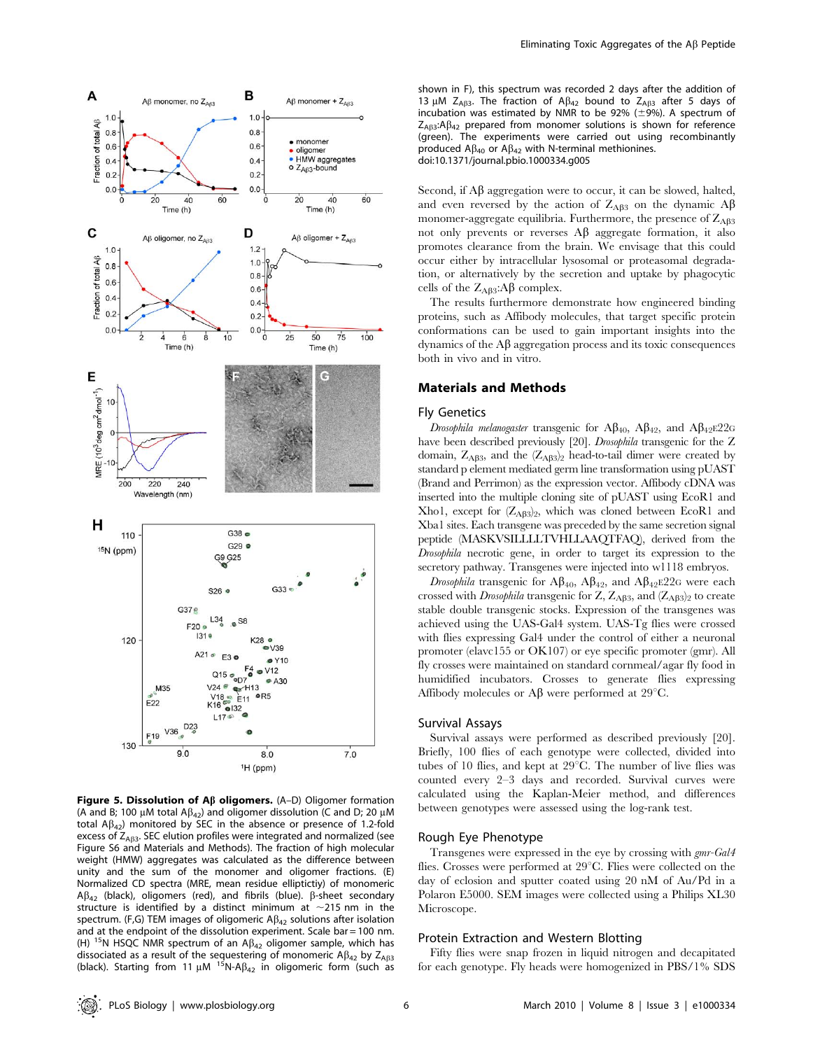A
Aβ monomer, no $Z_{Aβ3}$
Fraction of total Aβ
1.0
0.8
0.6
0.4
0.2
0.0
0
20
40
60
Time (h)

B
Aβ monomer + $Z_{Aβ3}$
1.0
0.8
0.6
0.4
0.2
0.0
0
20
40
60
Time (h)
monomer
oligomer
HMW aggregates
$Z_{Aβ3}$-bound

C
Aβ oligomer, no $Z_{Aβ3}$
Fraction of total Aβ
1.0
0.8
0.6
0.4
0.2
0.0
2
4
6
8
10
Time (h)

D
Aβ oligomer + $Z_{Aβ3}$
1.2
1.0
0.8
0.6
0.4
0.2
0.0
0
25
50
75
100
Time (h)

E
MRE ($10^3$ deg cm$^2$ dmol$^{-1}$)
10
0
-10
200
220
240
Wavelength (nm)

F

G

H
110
$^{15}$N (ppm)
120
130
9.0
8.0
7.0
$^1$H (ppm)
G38
G29
G9 G25
S26
G33
G37
L34
S8
F20
I31
K28
V39
A21
E3
Y10
F4
V12
Q15
D7
A30
M35
V24
H13
V18
R5
E22
E11
K16
I32
L17
D23
V36
F19

**Figure 5. Dissolution of Aβ oligomers.** (A–D) Oligomer formation (A and B; 100 µM total $Aβ_{42}$) and oligomer dissolution (C and D; 20 µM total $Aβ_{42}$) monitored by SEC in the absence or presence of 1.2-fold excess of $Z_{Aβ3}$. SEC elution profiles were integrated and normalized (see Figure S6 and Materials and Methods). The fraction of high molecular weight (HMW) aggregates was calculated as the difference between unity and the sum of the monomer and oligomer fractions. (E) Normalized CD spectra (MRE, mean residue ellipticity) of monomeric $Aβ_{42}$ (black), oligomers (red), and fibrils (blue). β-sheet secondary structure is identified by a distinct minimum at ~215 nm in the spectrum. (F,G) TEM images of oligomeric $Aβ_{42}$ solutions after isolation and at the endpoint of the dissolution experiment. Scale bar = 100 nm. (H) $^{15}$N HSQC NMR spectrum of an $Aβ_{42}$ oligomer sample, which has dissociated as a result of the sequestering of monomeric $Aβ_{42}$ by $Z_{Aβ3}$ (black). Starting from 11 µM $^{15}$N-$Aβ_{42}$ in oligomeric form (such as shown in F), this spectrum was recorded 2 days after the addition of 13 µM $Z_{Aβ3}$. The fraction of $Aβ_{42}$ bound to $Z_{Aβ3}$ after 5 days of incubation was estimated by NMR to be 92% (±9%). A spectrum of $Z_{Aβ3}$:$Aβ_{42}$ prepared from monomer solutions is shown for reference (green). The experiments were carried out using recombinantly produced $Aβ_{40}$ or $Aβ_{42}$ with N-terminal methionines.
doi:10.1371/journal.pbio.1000334.g005

Second, if Aβ aggregation were to occur, it can be slowed, halted, and even reversed by the action of $Z_{Aβ3}$ on the dynamic Aβ monomer-aggregate equilibria. Furthermore, the presence of $Z_{Aβ3}$ not only prevents or reverses Aβ aggregate formation, it also promotes clearance from the brain. We envisage that this could occur either by intracellular lysosomal or proteasomal degradation, or alternatively by the secretion and uptake by phagocytic cells of the $Z_{Aβ3}$:Aβ complex.

The results furthermore demonstrate how engineered binding proteins, such as Affibody molecules, that target specific protein conformations can be used to gain important insights into the dynamics of the Aβ aggregation process and its toxic consequences both in vivo and in vitro.

## Materials and Methods

### Fly Genetics

*Drosophila melanogaster* transgenic for $Aβ_{40}$, $Aβ_{42}$, and $Aβ_{42}$E22G have been described previously [20]. *Drosophila* transgenic for the Z domain, $Z_{Aβ3}$, and the $(Z_{Aβ3})_2$ head-to-tail dimer were created by standard p element mediated germ line transformation using pUAST (Brand and Perrimon) as the expression vector. Affibody cDNA was inserted into the multiple cloning site of pUAST using EcoR1 and Xho1, except for $(Z_{Aβ3})_2$, which was cloned between EcoR1 and Xba1 sites. Each transgene was preceded by the same secretion signal peptide (MASKVSILLLLTVHLLAAQTFAQ), derived from the *Drosophila* necrotic gene, in order to target its expression to the secretory pathway. Transgenes were injected into w1118 embryos.

*Drosophila* transgenic for $Aβ_{40}$, $Aβ_{42}$, and $Aβ_{42}$E22G were each crossed with *Drosophila* transgenic for Z, $Z_{Aβ3}$, and $(Z_{Aβ3})_2$ to create stable double transgenic stocks. Expression of the transgenes was achieved using the UAS-Gal4 system. UAS-Tg flies were crossed with flies expressing Gal4 under the control of either a neuronal promoter (elavc155 or OK107) or eye specific promoter (gmr). All fly crosses were maintained on standard cornmeal/agar fly food in humidified incubators. Crosses to generate flies expressing Affibody molecules or Aβ were performed at 29°C.

### Survival Assays

Survival assays were performed as described previously [20]. Briefly, 100 flies of each genotype were collected, divided into tubes of 10 flies, and kept at 29°C. The number of live flies was counted every 2–3 days and recorded. Survival curves were calculated using the Kaplan-Meier method, and differences between genotypes were assessed using the log-rank test.

### Rough Eye Phenotype

Transgenes were expressed in the eye by crossing with *gmr-Gal4* flies. Crosses were performed at 29°C. Flies were collected on the day of eclosion and sputter coated using 20 nM of Au/Pd in a Polaron E5000. SEM images were collected using a Philips XL30 Microscope.

### Protein Extraction and Western Blotting

Fifty flies were snap frozen in liquid nitrogen and decapitated for each genotype. Fly heads were homogenized in PBS/1% SDS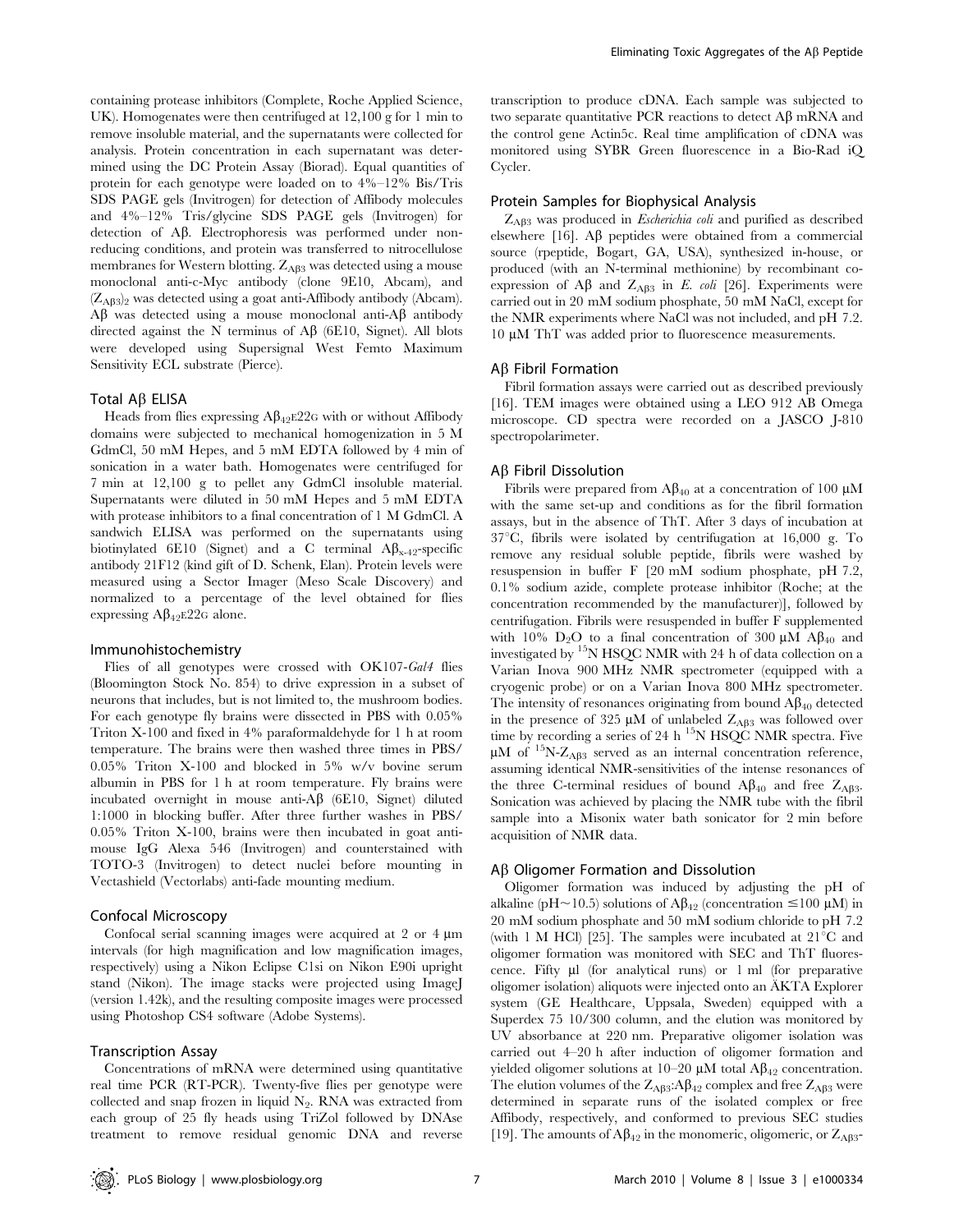containing protease inhibitors (Complete, Roche Applied Science, UK). Homogenates were then centrifuged at 12,100 g for 1 min to remove insoluble material, and the supernatants were collected for analysis. Protein concentration in each supernatant was determined using the DC Protein Assay (Biorad). Equal quantities of protein for each genotype were loaded on to 4%–12% Bis/Tris SDS PAGE gels (Invitrogen) for detection of Affibody molecules and 4%–12% Tris/glycine SDS PAGE gels (Invitrogen) for detection of Aβ. Electrophoresis was performed under non-reducing conditions, and protein was transferred to nitrocellulose membranes for Western blotting. $Z_{A\beta3}$ was detected using a mouse monoclonal anti-c-Myc antibody (clone 9E10, Abcam), and $(Z_{A\beta3})_2$ was detected using a goat anti-Affibody antibody (Abcam). Aβ was detected using a mouse monoclonal anti-Aβ antibody directed against the N terminus of Aβ (6E10, Signet). All blots were developed using Supersignal West Femto Maximum Sensitivity ECL substrate (Pierce).

### Total Aβ ELISA

Heads from flies expressing $A\beta_{42}$E22G with or without Affibody domains were subjected to mechanical homogenization in 5 M GdmCl, 50 mM Hepes, and 5 mM EDTA followed by 4 min of sonication in a water bath. Homogenates were centrifuged for 7 min at 12,100 g to pellet any GdmCl insoluble material. Supernatants were diluted in 50 mM Hepes and 5 mM EDTA with protease inhibitors to a final concentration of 1 M GdmCl. A sandwich ELISA was performed on the supernatants using biotinylated 6E10 (Signet) and a C terminal $A\beta_{x-42}$-specific antibody 21F12 (kind gift of D. Schenk, Elan). Protein levels were measured using a Sector Imager (Meso Scale Discovery) and normalized to a percentage of the level obtained for flies expressing $A\beta_{42}$E22G alone.

### Immunohistochemistry

Flies of all genotypes were crossed with OK107-*Gal4* flies (Bloomington Stock No. 854) to drive expression in a subset of neurons that includes, but is not limited to, the mushroom bodies. For each genotype fly brains were dissected in PBS with 0.05% Triton X-100 and fixed in 4% paraformaldehyde for 1 h at room temperature. The brains were then washed three times in PBS/0.05% Triton X-100 and blocked in 5% w/v bovine serum albumin in PBS for 1 h at room temperature. Fly brains were incubated overnight in mouse anti-Aβ (6E10, Signet) diluted 1:1000 in blocking buffer. After three further washes in PBS/0.05% Triton X-100, brains were then incubated in goat anti-mouse IgG Alexa 546 (Invitrogen) and counterstained with TOTO-3 (Invitrogen) to detect nuclei before mounting in Vectashield (Vectorlabs) anti-fade mounting medium.

### Confocal Microscopy

Confocal serial scanning images were acquired at 2 or 4 µm intervals (for high magnification and low magnification images, respectively) using a Nikon Eclipse C1si on Nikon E90i upright stand (Nikon). The image stacks were projected using ImageJ (version 1.42k), and the resulting composite images were processed using Photoshop CS4 software (Adobe Systems).

### Transcription Assay

Concentrations of mRNA were determined using quantitative real time PCR (RT-PCR). Twenty-five flies per genotype were collected and snap frozen in liquid $N_2$. RNA was extracted from each group of 25 fly heads using TriZol followed by DNAse treatment to remove residual genomic DNA and reverse transcription to produce cDNA. Each sample was subjected to two separate quantitative PCR reactions to detect Aβ mRNA and the control gene Actin5c. Real time amplification of cDNA was monitored using SYBR Green fluorescence in a Bio-Rad iQ Cycler.

### Protein Samples for Biophysical Analysis

$Z_{A\beta3}$ was produced in *Escherichia coli* and purified as described elsewhere [16]. Aβ peptides were obtained from a commercial source (rpeptide, Bogart, GA, USA), synthesized in-house, or produced (with an N-terminal methionine) by recombinant co-expression of Aβ and $Z_{A\beta3}$ in *E. coli* [26]. Experiments were carried out in 20 mM sodium phosphate, 50 mM NaCl, except for the NMR experiments where NaCl was not included, and pH 7.2. 10 µM ThT was added prior to fluorescence measurements.

### Aβ Fibril Formation

Fibril formation assays were carried out as described previously [16]. TEM images were obtained using a LEO 912 AB Omega microscope. CD spectra were recorded on a JASCO J-810 spectropolarimeter.

### Aβ Fibril Dissolution

Fibrils were prepared from $A\beta_{40}$ at a concentration of 100 µM with the same set-up and conditions as for the fibril formation assays, but in the absence of ThT. After 3 days of incubation at 37°C, fibrils were isolated by centrifugation at 16,000 g. To remove any residual soluble peptide, fibrils were washed by resuspension in buffer F [20 mM sodium phosphate, pH 7.2, 0.1% sodium azide, complete protease inhibitor (Roche; at the concentration recommended by the manufacturer)], followed by centrifugation. Fibrils were resuspended in buffer F supplemented with 10% $D_2O$ to a final concentration of 300 µM $A\beta_{40}$ and investigated by $^{15}$N HSQC NMR with 24 h of data collection on a Varian Inova 900 MHz NMR spectrometer (equipped with a cryogenic probe) or on a Varian Inova 800 MHz spectrometer. The intensity of resonances originating from bound $A\beta_{40}$ detected in the presence of 325 µM of unlabeled $Z_{A\beta3}$ was followed over time by recording a series of 24 h $^{15}$N HSQC NMR spectra. Five µM of $^{15}$N-$Z_{A\beta3}$ served as an internal concentration reference, assuming identical NMR-sensitivities of the intense resonances of the three C-terminal residues of bound $A\beta_{40}$ and free $Z_{A\beta3}$. Sonication was achieved by placing the NMR tube with the fibril sample into a Misonix water bath sonicator for 2 min before acquisition of NMR data.

### Aβ Oligomer Formation and Dissolution

Oligomer formation was induced by adjusting the pH of alkaline (pH~10.5) solutions of $A\beta_{42}$ (concentration ≤100 µM) in 20 mM sodium phosphate and 50 mM sodium chloride to pH 7.2 (with 1 M HCl) [25]. The samples were incubated at 21°C and oligomer formation was monitored with SEC and ThT fluorescence. Fifty µl (for analytical runs) or 1 ml (for preparative oligomer isolation) aliquots were injected onto an ÄKTA Explorer system (GE Healthcare, Uppsala, Sweden) equipped with a Superdex 75 10/300 column, and the elution was monitored by UV absorbance at 220 nm. Preparative oligomer isolation was carried out 4–20 h after induction of oligomer formation and yielded oligomer solutions at 10–20 µM total $A\beta_{42}$ concentration. The elution volumes of the $Z_{A\beta3}$:$A\beta_{42}$ complex and free $Z_{A\beta3}$ were determined in separate runs of the isolated complex or free Affibody, respectively, and conformed to previous SEC studies [19]. The amounts of $A\beta_{42}$ in the monomeric, oligomeric, or $Z_{A\beta3}$-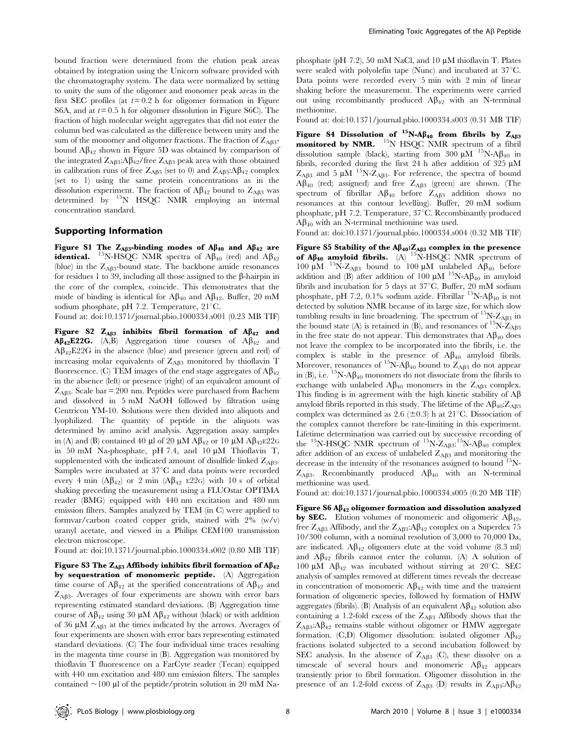bound fraction were determined from the elution peak areas obtained by integration using the Unicorn software provided with the chromatography system. The data were normalized by setting to unity the sum of the oligomer and monomer peak areas in the first SEC profiles (at $t = 0.2$ h for oligomer formation in Figure S6A, and at $t = 0.5$ h for oligomer dissolution in Figure S6C). The fraction of high molecular weight aggregates that did not enter the column bed was calculated as the difference between unity and the sum of the monomer and oligomer fractions. The fraction of $Z_{A\beta3}$-bound $A\beta_{42}$ shown in Figure 5D was obtained by comparison of the integrated $Z_{A\beta3}$:$A\beta_{42}$/free $Z_{A\beta3}$ peak area with those obtained in calibration runs of free $Z_{A\beta3}$ (set to 0) and $Z_{A\beta3}$:$A\beta_{42}$ complex (set to 1) using the same protein concentrations as in the dissolution experiment. The fraction of $A\beta_{42}$ bound to $Z_{A\beta3}$ was determined by $^{15}$N HSQC NMR employing an internal concentration standard.

## Supporting Information

**Figure S1 The $Z_{A\beta3}$-binding modes of $A\beta_{40}$ and $A\beta_{42}$ are identical.** $^{15}$N-HSQC NMR spectra of $A\beta_{40}$ (red) and $A\beta_{42}$ (blue) in the $Z_{A\beta3}$-bound state. The backbone amide resonances for residues 1 to 39, including all those assigned to the β-hairpin in the core of the complex, coincide. This demonstrates that the mode of binding is identical for $A\beta_{40}$ and $A\beta_{42}$. Buffer, 20 mM sodium phosphate, pH 7.2. Temperature, 21°C.

Found at: doi:10.1371/journal.pbio.1000334.s001 (0.23 MB TIF)

**Figure S2 $Z_{A\beta3}$ inhibits fibril formation of $A\beta_{42}$ and $A\beta_{42}$E22G.** (A,B) Aggregation time courses of $A\beta_{42}$ and $A\beta_{42}$E22G in the absence (blue) and presence (green and red) of increasing molar equivalents of $Z_{A\beta3}$ monitored by thioflavin T fluorescence. (C) TEM images of the end stage aggregates of $A\beta_{42}$ in the absence (left) or presence (right) of an equivalent amount of $Z_{A\beta3}$. Scale bar = 200 nm. Peptides were purchased from Bachem and dissolved in 5 mM NaOH followed by filtration using Centricon YM-10. Solutions were then divided into aliquots and lyophilized. The quantity of peptide in the aliquots was determined by amino acid analysis. Aggregation assay samples in (A) and (B) contained 40 µl of 20 µM $A\beta_{42}$ or 10 µM $A\beta_{42}$E22G in 50 mM Na-phosphate, pH 7.4, and 10 µM Thioflavin T, supplemented with the indicated amount of disulfide linked $Z_{A\beta3}$. Samples were incubated at 37°C and data points were recorded every 4 min ($A\beta_{42}$) or 2 min ($A\beta_{42}$ E22G) with 10 s of orbital shaking preceding the measurement using a FLUOstar OPTIMA reader (BMG) equipped with 440 nm excitation and 480 nm emission filters. Samples analyzed by TEM (in C) were applied to formvar/carbon coated copper grids, stained with 2% (w/v) uranyl acetate, and viewed in a Philips CEM100 transmission electron microscope.

Found at: doi:10.1371/journal.pbio.1000334.s002 (0.80 MB TIF)

**Figure S3 The $Z_{A\beta3}$ Affibody inhibits fibril formation of $A\beta_{42}$ by sequestration of monomeric peptide.** (A) Aggregation time course of $A\beta_{42}$ at the specified concentrations of $A\beta_{42}$ and $Z_{A\beta3}$. Averages of four experiments are shown with error bars representing estimated standard deviations. (B) Aggregation time course of $A\beta_{42}$ using 30 µM $A\beta_{42}$ without (black) or with addition of 36 µM $Z_{A\beta3}$ at the times indicated by the arrows. Averages of four experiments are shown with error bars representing estimated standard deviations. (C) The four individual time traces resulting in the magenta time course in (B). Aggregation was monitored by thioflavin T fluorescence on a FarCyte reader (Tecan) equipped with 440 nm excitation and 480 nm emission filters. The samples contained ~100 µl of the peptide/protein solution in 20 mM Na-phosphate (pH 7.2), 50 mM NaCl, and 10 µM thioflavin T. Plates were sealed with polyolefin tape (Nunc) and incubated at 37°C. Data points were recorded every 5 min with 2 min of linear shaking before the measurement. The experiments were carried out using recombinantly produced $A\beta_{42}$ with an N-terminal methionine.

Found at: doi:10.1371/journal.pbio.1000334.s003 (0.31 MB TIF)

**Figure S4 Dissolution of $^{15}$N-$A\beta_{40}$ from fibrils by $Z_{A\beta3}$ monitored by NMR.** $^{15}$N HSQC NMR spectrum of a fibril dissolution sample (black), starting from 300 µM $^{15}$N-$A\beta_{40}$ in fibrils, recorded during the first 24 h after addition of 325 µM $Z_{A\beta3}$ and 5 µM $^{15}$N-$Z_{A\beta3}$. For reference, the spectra of bound $A\beta_{40}$ (red; assigned) and free $Z_{A\beta3}$ (green) are shown. (The spectrum of fibrillar $A\beta_{40}$ before $Z_{A\beta3}$ addition shows no resonances at this contour levelling). Buffer, 20 mM sodium phosphate, pH 7.2. Temperature, 37°C. Recombinantly produced $A\beta_{40}$ with an N-terminal methionine was used.

Found at: doi:10.1371/journal.pbio.1000334.s004 (0.32 MB TIF)

**Figure S5 Stability of the $A\beta_{40}$:$Z_{A\beta3}$ complex in the presence of $A\beta_{40}$ amyloid fibrils.** (A) $^{15}$N-HSQC NMR spectrum of 100 µM $^{15}$N-$Z_{A\beta3}$ bound to 100 µM unlabeled $A\beta_{40}$ before addition and (B) after addition of 100 µM $^{15}$N-$A\beta_{40}$ in amyloid fibrils and incubation for 5 days at 37°C. Buffer, 20 mM sodium phosphate, pH 7.2, 0.1% sodium azide. Fibrillar $^{15}$N-$A\beta_{40}$ is not detected by solution NMR because of its large size, for which slow tumbling results in line broadening. The spectrum of $^{15}$N-$Z_{A\beta3}$ in the bound state (A) is retained in (B), and resonances of $^{15}$N-$Z_{A\beta3}$ in the free state do not appear. This demonstrates that $A\beta_{40}$ does not leave the complex to be incorporated into the fibrils, i.e. the complex is stable in the presence of $A\beta_{40}$ amyloid fibrils. Moreover, resonances of $^{15}$N-$A\beta_{40}$ bound to $Z_{A\beta3}$ do not appear in (B), i.e. $^{15}$N-$A\beta_{40}$ monomers do not dissociate from the fibrils to exchange with unlabeled $A\beta_{40}$ monomers in the $Z_{A\beta3}$ complex. This finding is in agreement with the high kinetic stability of Aβ amyloid fibrils reported in this study. The lifetime of the $A\beta_{40}$:$Z_{A\beta3}$ complex was determined as 2.6 (±0.3) h at 21°C. Dissociation of the complex cannot therefore be rate-limiting in this experiment. Lifetime determination was carried out by successive recording of the $^{15}$N-HSQC NMR spectrum of $^{15}$N-$Z_{A\beta3}$:$^{15}$N-$A\beta_{40}$ complex after addition of an excess of unlabeled $Z_{A\beta3}$ and monitoring the decrease in the intensity of the resonances assigned to bound $^{15}$N-$Z_{A\beta3}$. Recombinantly produced $A\beta_{40}$ with an N-terminal methionine was used.

Found at: doi:10.1371/journal.pbio.1000334.s005 (0.20 MB TIF)

**Figure S6 $A\beta_{42}$ oligomer formation and dissolution analyzed by SEC.** Elution volumes of monomeric and oligomeric $A\beta_{42}$, free $Z_{A\beta3}$ Affibody, and the $Z_{A\beta3}$:$A\beta_{42}$ complex on a Superdex 75 10/300 column, with a nominal resolution of 3,000 to 70,000 Da, are indicated. $A\beta_{42}$ oligomers elute at the void volume (8.3 ml) and $A\beta_{42}$ fibrils cannot enter the column. (A) A solution of 100 µM $A\beta_{42}$ was incubated without stirring at 20°C. SEC analysis of samples removed at different times reveals the decrease in concentration of monomeric $A\beta_{42}$ with time and the transient formation of oligomeric species, followed by formation of HMW aggregates (fibrils). (B) Analysis of an equivalent $A\beta_{42}$ solution also containing a 1.2-fold excess of the $Z_{A\beta3}$ Affibody shows that the $Z_{A\beta3}$:$A\beta_{42}$ remains stable without oligomer or HMW aggregate formation. (C,D) Oligomer dissolution: isolated oligomer $A\beta_{42}$ fractions isolated subjected to a second incubation followed by SEC analysis. In the absence of $Z_{A\beta3}$ (C), these dissolve on a timescale of several hours and monomeric $A\beta_{42}$ appears transiently prior to fibril formation. Oligomer dissolution in the presence of an 1.2-fold excess of $Z_{A\beta3}$ (D) results in $Z_{A\beta3}$:$A\beta_{42}$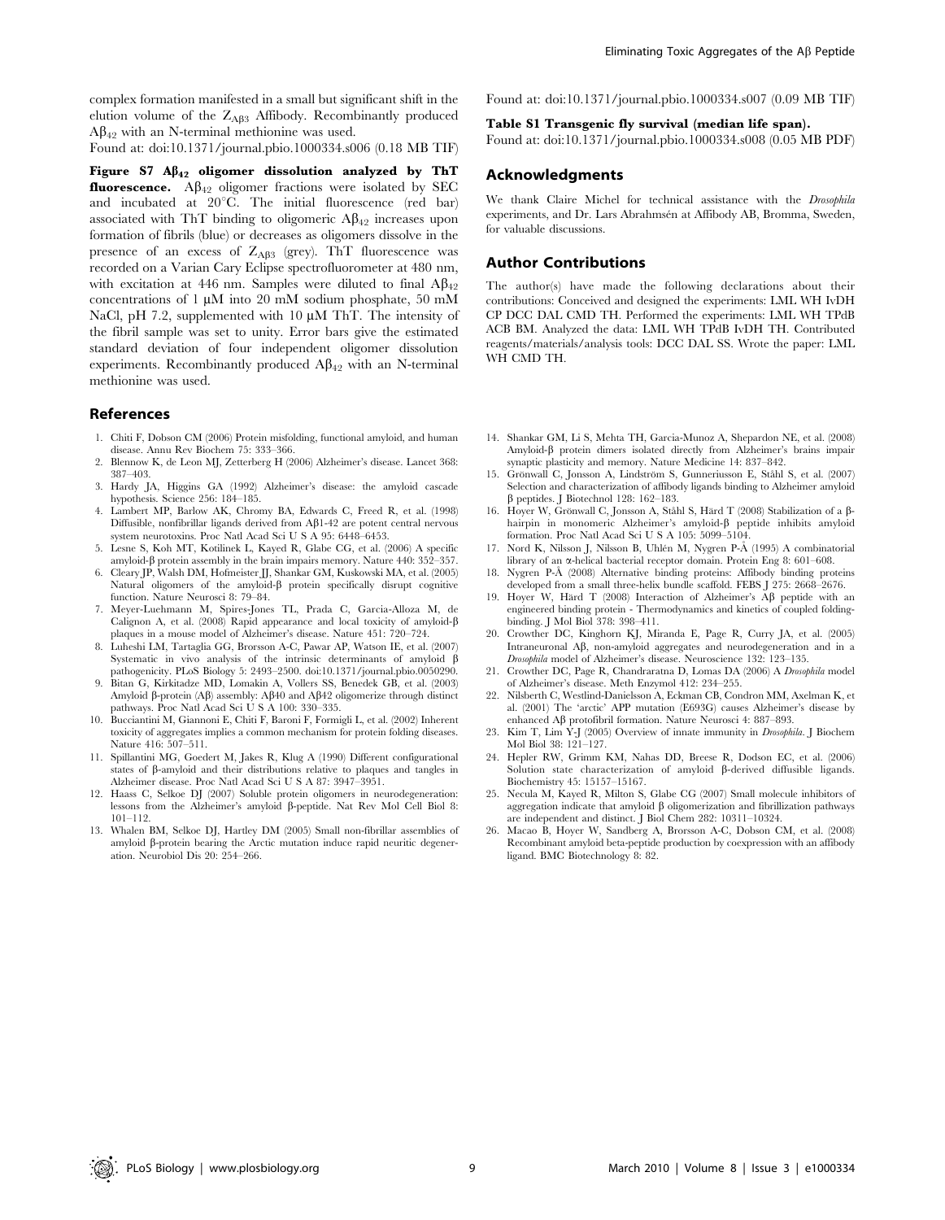complex formation manifested in a small but significant shift in the elution volume of the $Z_{A\beta3}$ Affibody. Recombinantly produced $A\beta_{42}$ with an N-terminal methionine was used.
Found at: doi:10.1371/journal.pbio.1000334.s006 (0.18 MB TIF)

**Figure S7 $A\beta_{42}$ oligomer dissolution analyzed by ThT fluorescence.** $A\beta_{42}$ oligomer fractions were isolated by SEC and incubated at 20°C. The initial fluorescence (red bar) associated with ThT binding to oligomeric $A\beta_{42}$ increases upon formation of fibrils (blue) or decreases as oligomers dissolve in the presence of an excess of $Z_{A\beta3}$ (grey). ThT fluorescence was recorded on a Varian Cary Eclipse spectrofluorometer at 480 nm, with excitation at 446 nm. Samples were diluted to final $A\beta_{42}$ concentrations of 1 µM into 20 mM sodium phosphate, 50 mM NaCl, pH 7.2, supplemented with 10 µM ThT. The intensity of the fibril sample was set to unity. Error bars give the estimated standard deviation of four independent oligomer dissolution experiments. Recombinantly produced $A\beta_{42}$ with an N-terminal methionine was used.

Found at: doi:10.1371/journal.pbio.1000334.s007 (0.09 MB TIF)

**Table S1 Transgenic fly survival (median life span).**
Found at: doi:10.1371/journal.pbio.1000334.s008 (0.05 MB PDF)

## Acknowledgments

We thank Claire Michel for technical assistance with the *Drosophila* experiments, and Dr. Lars Abrahmsén at Affibody AB, Bromma, Sweden, for valuable discussions.

## Author Contributions

The author(s) have made the following declarations about their contributions: Conceived and designed the experiments: LML WH IvDH CP DCC DAL CMD TH. Performed the experiments: LML WH TPdB ACB BM. Analyzed the data: LML WH TPdB IvDH TH. Contributed reagents/materials/analysis tools: DCC DAL SS. Wrote the paper: LML WH CMD TH.

## References

1. Chiti F, Dobson CM (2006) Protein misfolding, functional amyloid, and human disease. Annu Rev Biochem 75: 333–366.
2. Blennow K, de Leon MJ, Zetterberg H (2006) Alzheimer's disease. Lancet 368: 387–403.
3. Hardy JA, Higgins GA (1992) Alzheimer's disease: the amyloid cascade hypothesis. Science 256: 184–185.
4. Lambert MP, Barlow AK, Chromy BA, Edwards C, Freed R, et al. (1998) Diffusible, nonfibrillar ligands derived from Aβ1-42 are potent central nervous system neurotoxins. Proc Natl Acad Sci U S A 95: 6448–6453.
5. Lesne S, Koh MT, Kotilinek L, Kayed R, Glabe CG, et al. (2006) A specific amyloid-β protein assembly in the brain impairs memory. Nature 440: 352–357.
6. Cleary JP, Walsh DM, Hofmeister JJ, Shankar GM, Kuskowski MA, et al. (2005) Natural oligomers of the amyloid-β protein specifically disrupt cognitive function. Nature Neurosci 8: 79–84.
7. Meyer-Luehmann M, Spires-Jones TL, Prada C, Garcia-Alloza M, de Calignon A, et al. (2008) Rapid appearance and local toxicity of amyloid-β plaques in a mouse model of Alzheimer's disease. Nature 451: 720–724.
8. Luheshi LM, Tartaglia GG, Brorsson A-C, Pawar AP, Watson IE, et al. (2007) Systematic in vivo analysis of the intrinsic determinants of amyloid β pathogenicity. PLoS Biology 5: 2493–2500. doi:10.1371/journal.pbio.0050290.
9. Bitan G, Kirkitadze MD, Lomakin A, Vollers SS, Benedek GB, et al. (2003) Amyloid β-protein (Aβ) assembly: Aβ40 and Aβ42 oligomerize through distinct pathways. Proc Natl Acad Sci U S A 100: 330–335.
10. Bucciantini M, Giannoni E, Chiti F, Baroni F, Formigli L, et al. (2002) Inherent toxicity of aggregates implies a common mechanism for protein folding diseases. Nature 416: 507–511.
11. Spillantini MG, Goedert M, Jakes R, Klug A (1990) Different configurational states of β-amyloid and their distributions relative to plaques and tangles in Alzheimer disease. Proc Natl Acad Sci U S A 87: 3947–3951.
12. Haass C, Selkoe DJ (2007) Soluble protein oligomers in neurodegeneration: lessons from the Alzheimer's amyloid β-peptide. Nat Rev Mol Cell Biol 8: 101–112.
13. Whalen BM, Selkoe DJ, Hartley DM (2005) Small non-fibrillar assemblies of amyloid β-protein bearing the Arctic mutation induce rapid neuritic degeneration. Neurobiol Dis 20: 254–266.
14. Shankar GM, Li S, Mehta TH, Garcia-Munoz A, Shepardon NE, et al. (2008) Amyloid-β protein dimers isolated directly from Alzheimer's brains impair synaptic plasticity and memory. Nature Medicine 14: 837–842.
15. Grönwall C, Jonsson A, Lindström S, Gunneriusson E, Ståhl S, et al. (2007) Selection and characterization of affibody ligands binding to Alzheimer amyloid β peptides. J Biotechnol 128: 162–183.
16. Hoyer W, Grönwall C, Jonsson A, Ståhl S, Härd T (2008) Stabilization of a β-hairpin in monomeric Alzheimer's amyloid-β peptide inhibits amyloid formation. Proc Natl Acad Sci U S A 105: 5099–5104.
17. Nord K, Nilsson J, Nilsson B, Uhlén M, Nygren P-Å (1995) A combinatorial library of an α-helical bacterial receptor domain. Protein Eng 8: 601–608.
18. Nygren P-Å (2008) Alternative binding proteins: Affibody binding proteins developed from a small three-helix bundle scaffold. FEBS J 275: 2668–2676.
19. Hoyer W, Härd T (2008) Interaction of Alzheimer's Aβ peptide with an engineered binding protein - Thermodynamics and kinetics of coupled folding-binding. J Mol Biol 378: 398–411.
20. Crowther DC, Kinghorn KJ, Miranda E, Page R, Curry JA, et al. (2005) Intraneuronal Aβ, non-amyloid aggregates and neurodegeneration and in a *Drosophila* model of Alzheimer's disease. Neuroscience 132: 123–135.
21. Crowther DC, Page R, Chandraratna D, Lomas DA (2006) A *Drosophila* model of Alzheimer's disease. Meth Enzymol 412: 234–255.
22. Nilsberth C, Westlind-Danielsson A, Eckman CB, Condron MM, Axelman K, et al. (2001) The 'arctic' APP mutation (E693G) causes Alzheimer's disease by enhanced Aβ protofibril formation. Nature Neurosci 4: 887–893.
23. Kim T, Lim Y-J (2005) Overview of innate immunity in *Drosophila*. J Biochem Mol Biol 38: 121–127.
24. Hepler RW, Grimm KM, Nahas DD, Breese R, Dodson EC, et al. (2006) Solution state characterization of amyloid β-derived diffusible ligands. Biochemistry 45: 15157–15167.
25. Necula M, Kayed R, Milton S, Glabe CG (2007) Small molecule inhibitors of aggregation indicate that amyloid β oligomerization and fibrillization pathways are independent and distinct. J Biol Chem 282: 10311–10324.
26. Macao B, Hoyer W, Sandberg A, Brorsson A-C, Dobson CM, et al. (2008) Recombinant amyloid beta-peptide production by coexpression with an affibody ligand. BMC Biotechnology 8: 82.